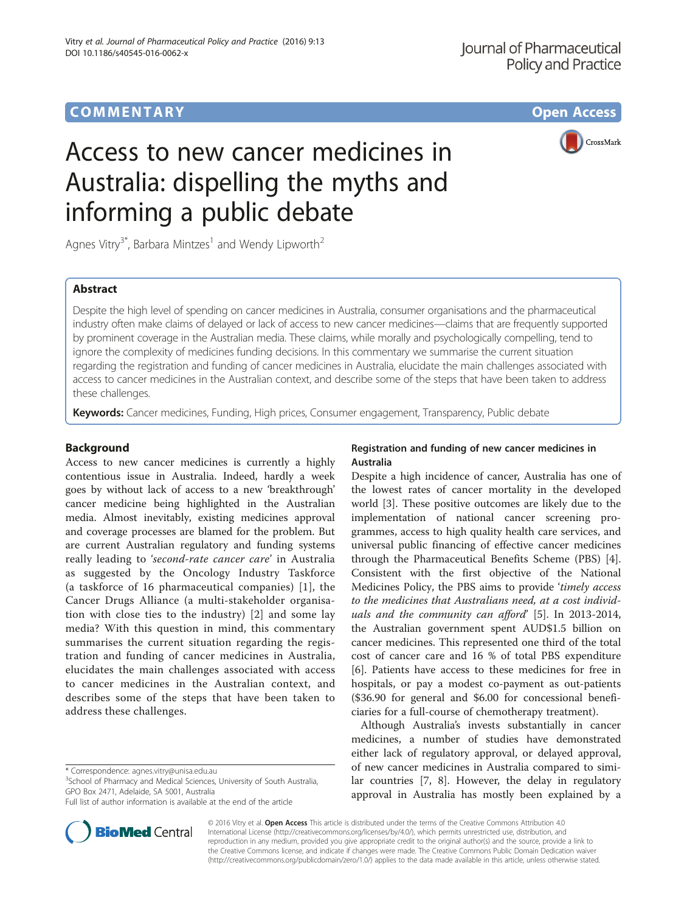# COMMENTARY

# Access to new cancer medicines in Australia: dispelling the myths and informing a public debate

Agnes Vitry[3*], Barbara Mintzes[1] and Wendy Lipworth[2]

## Abstract

Despite the high level of spending on cancer medicines in Australia, consumer organisations and the pharmaceutical industry often make claims of delayed or lack of access to new cancer medicines—claims that are frequently supported by prominent coverage in the Australian media. These claims, while morally and psychologically compelling, tend to ignore the complexity of medicines funding decisions. In this commentary we summarise the current situation regarding the registration and funding of cancer medicines in Australia, elucidate the main challenges associated with access to cancer medicines in the Australian context, and describe some of the steps that have been taken to address these challenges.

**Keywords:** Cancer medicines, Funding, High prices, Consumer engagement, Transparency, Public debate

## Background

Access to new cancer medicines is currently a highly contentious issue in Australia. Indeed, hardly a week goes by without lack of access to a new 'breakthrough' cancer medicine being highlighted in the Australian media. Almost inevitably, existing medicines approval and coverage processes are blamed for the problem. But are current Australian regulatory and funding systems really leading to '*second-rate cancer care*' in Australia as suggested by the Oncology Industry Taskforce (a taskforce of 16 pharmaceutical companies) [1], the Cancer Drugs Alliance (a multi-stakeholder organisation with close ties to the industry) [2] and some lay media? With this question in mind, this commentary summarises the current situation regarding the registration and funding of cancer medicines in Australia, elucidates the main challenges associated with access to cancer medicines in the Australian context, and describes some of the steps that have been taken to address these challenges.

### Registration and funding of new cancer medicines in Australia

Despite a high incidence of cancer, Australia has one of the lowest rates of cancer mortality in the developed world [3]. These positive outcomes are likely due to the implementation of national cancer screening programmes, access to high quality health care services, and universal public financing of effective cancer medicines through the Pharmaceutical Benefits Scheme (PBS) [4]. Consistent with the first objective of the National Medicines Policy, the PBS aims to provide '*timely access to the medicines that Australians need, at a cost individuals and the community can afford*' [5]. In 2013-2014, the Australian government spent AUD$1.5 billion on cancer medicines. This represented one third of the total cost of cancer care and 16 % of total PBS expenditure [6]. Patients have access to these medicines for free in hospitals, or pay a modest co-payment as out-patients ($36.90 for general and $6.00 for concessional beneficiaries for a full-course of chemotherapy treatment).

Although Australia's invests substantially in cancer medicines, a number of studies have demonstrated either lack of regulatory approval, or delayed approval, of new cancer medicines in Australia compared to similar countries [7, 8]. However, the delay in regulatory approval in Australia has mostly been explained by a

\* Correspondence: agnes.vitry@unisa.edu.au
[3]School of Pharmacy and Medical Sciences, University of South Australia, GPO Box 2471, Adelaide, SA 5001, Australia
Full list of author information is available at the end of the article

© 2016 Vitry et al. **Open Access** This article is distributed under the terms of the Creative Commons Attribution 4.0 International License (http://creativecommons.org/licenses/by/4.0/), which permits unrestricted use, distribution, and reproduction in any medium, provided you give appropriate credit to the original author(s) and the source, provide a link to the Creative Commons license, and indicate if changes were made. The Creative Commons Public Domain Dedication waiver (http://creativecommons.org/publicdomain/zero/1.0/) applies to the data made available in this article, unless otherwise stated.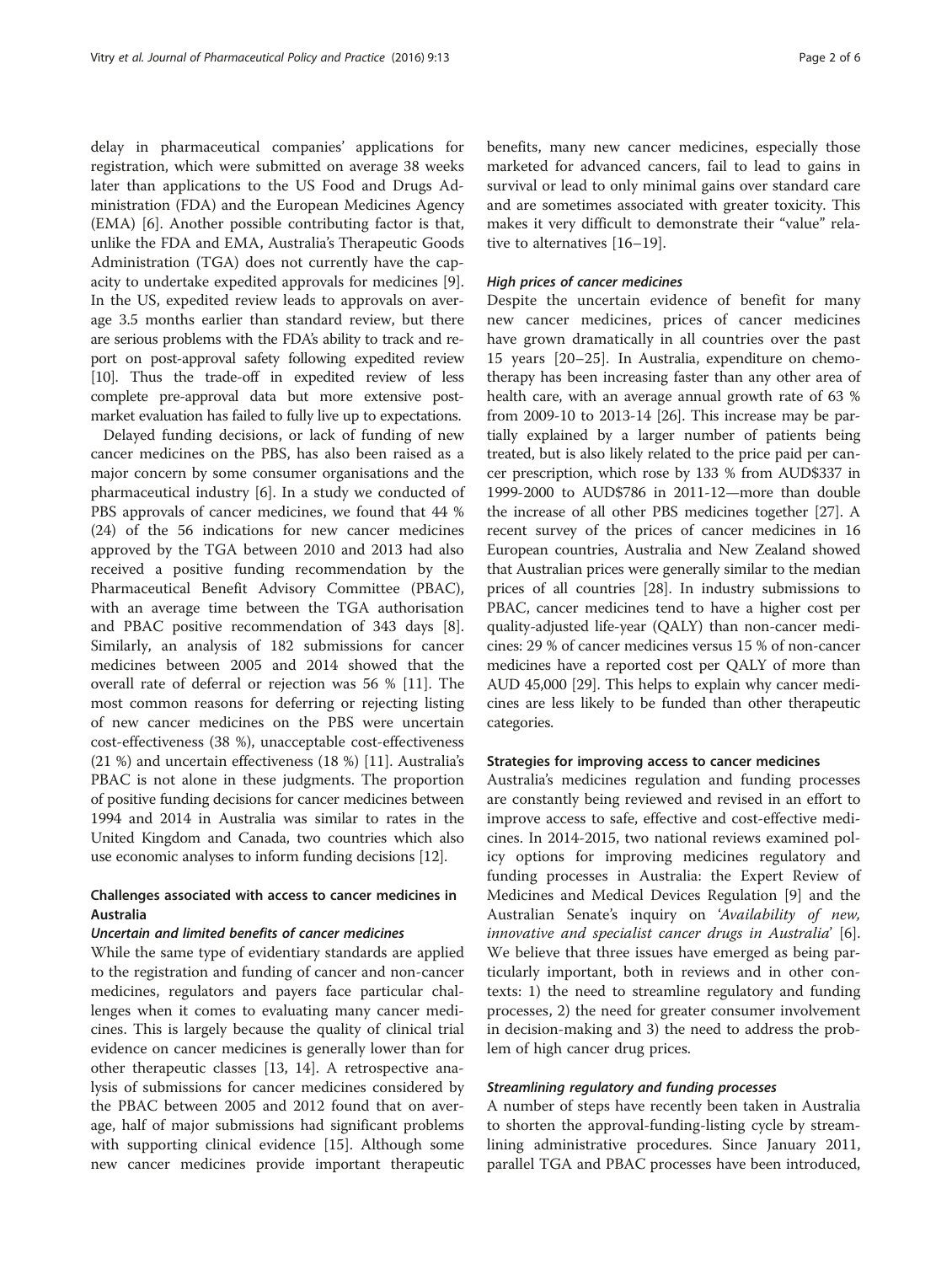delay in pharmaceutical companies' applications for registration, which were submitted on average 38 weeks later than applications to the US Food and Drugs Administration (FDA) and the European Medicines Agency (EMA) [6]. Another possible contributing factor is that, unlike the FDA and EMA, Australia's Therapeutic Goods Administration (TGA) does not currently have the capacity to undertake expedited approvals for medicines [9]. In the US, expedited review leads to approvals on average 3.5 months earlier than standard review, but there are serious problems with the FDA's ability to track and report on post-approval safety following expedited review [10]. Thus the trade-off in expedited review of less complete pre-approval data but more extensive post-market evaluation has failed to fully live up to expectations.

Delayed funding decisions, or lack of funding of new cancer medicines on the PBS, has also been raised as a major concern by some consumer organisations and the pharmaceutical industry [6]. In a study we conducted of PBS approvals of cancer medicines, we found that 44 % (24) of the 56 indications for new cancer medicines approved by the TGA between 2010 and 2013 had also received a positive funding recommendation by the Pharmaceutical Benefit Advisory Committee (PBAC), with an average time between the TGA authorisation and PBAC positive recommendation of 343 days [8]. Similarly, an analysis of 182 submissions for cancer medicines between 2005 and 2014 showed that the overall rate of deferral or rejection was 56 % [11]. The most common reasons for deferring or rejecting listing of new cancer medicines on the PBS were uncertain cost-effectiveness (38 %), unacceptable cost-effectiveness (21 %) and uncertain effectiveness (18 %) [11]. Australia's PBAC is not alone in these judgments. The proportion of positive funding decisions for cancer medicines between 1994 and 2014 in Australia was similar to rates in the United Kingdom and Canada, two countries which also use economic analyses to inform funding decisions [12].

## Challenges associated with access to cancer medicines in Australia

### *Uncertain and limited benefits of cancer medicines*

While the same type of evidentiary standards are applied to the registration and funding of cancer and non-cancer medicines, regulators and payers face particular challenges when it comes to evaluating many cancer medicines. This is largely because the quality of clinical trial evidence on cancer medicines is generally lower than for other therapeutic classes [13, 14]. A retrospective analysis of submissions for cancer medicines considered by the PBAC between 2005 and 2012 found that on average, half of major submissions had significant problems with supporting clinical evidence [15]. Although some new cancer medicines provide important therapeutic benefits, many new cancer medicines, especially those marketed for advanced cancers, fail to lead to gains in survival or lead to only minimal gains over standard care and are sometimes associated with greater toxicity. This makes it very difficult to demonstrate their "value" relative to alternatives [16–19].

### *High prices of cancer medicines*

Despite the uncertain evidence of benefit for many new cancer medicines, prices of cancer medicines have grown dramatically in all countries over the past 15 years [20–25]. In Australia, expenditure on chemotherapy has been increasing faster than any other area of health care, with an average annual growth rate of 63 % from 2009-10 to 2013-14 [26]. This increase may be partially explained by a larger number of patients being treated, but is also likely related to the price paid per cancer prescription, which rose by 133 % from AUD$337 in 1999-2000 to AUD$786 in 2011-12—more than double the increase of all other PBS medicines together [27]. A recent survey of the prices of cancer medicines in 16 European countries, Australia and New Zealand showed that Australian prices were generally similar to the median prices of all countries [28]. In industry submissions to PBAC, cancer medicines tend to have a higher cost per quality-adjusted life-year (QALY) than non-cancer medicines: 29 % of cancer medicines versus 15 % of non-cancer medicines have a reported cost per QALY of more than AUD 45,000 [29]. This helps to explain why cancer medicines are less likely to be funded than other therapeutic categories.

## Strategies for improving access to cancer medicines

Australia's medicines regulation and funding processes are constantly being reviewed and revised in an effort to improve access to safe, effective and cost-effective medicines. In 2014-2015, two national reviews examined policy options for improving medicines regulatory and funding processes in Australia: the Expert Review of Medicines and Medical Devices Regulation [9] and the Australian Senate's inquiry on *'Availability of new, innovative and specialist cancer drugs in Australia'* [6]. We believe that three issues have emerged as being particularly important, both in reviews and in other contexts: 1) the need to streamline regulatory and funding processes, 2) the need for greater consumer involvement in decision-making and 3) the need to address the problem of high cancer drug prices.

### *Streamlining regulatory and funding processes*

A number of steps have recently been taken in Australia to shorten the approval-funding-listing cycle by streamlining administrative procedures. Since January 2011, parallel TGA and PBAC processes have been introduced,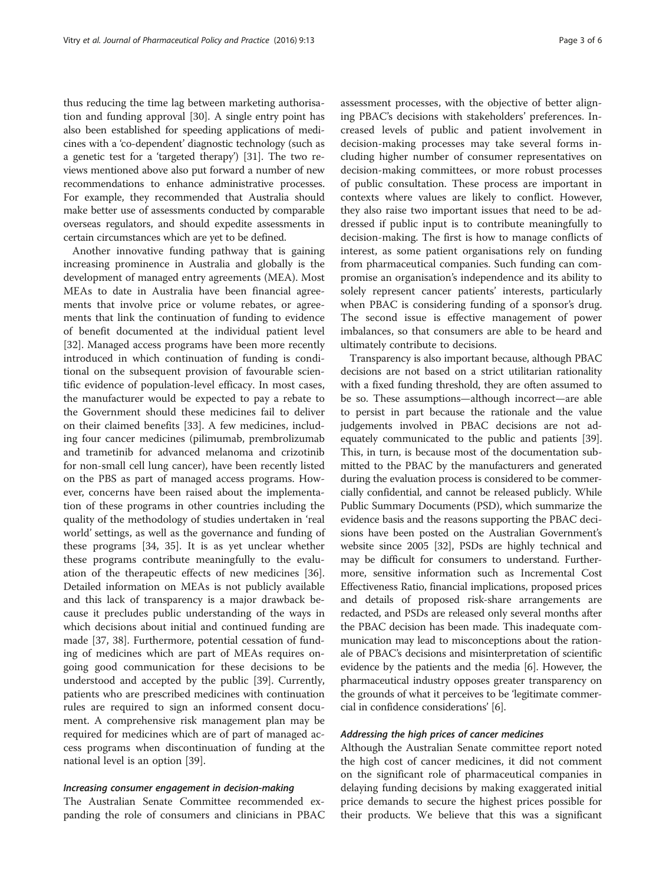thus reducing the time lag between marketing authorisation and funding approval [30]. A single entry point has also been established for speeding applications of medicines with a 'co-dependent' diagnostic technology (such as a genetic test for a 'targeted therapy') [31]. The two reviews mentioned above also put forward a number of new recommendations to enhance administrative processes. For example, they recommended that Australia should make better use of assessments conducted by comparable overseas regulators, and should expedite assessments in certain circumstances which are yet to be defined.

Another innovative funding pathway that is gaining increasing prominence in Australia and globally is the development of managed entry agreements (MEA). Most MEAs to date in Australia have been financial agreements that involve price or volume rebates, or agreements that link the continuation of funding to evidence of benefit documented at the individual patient level [32]. Managed access programs have been more recently introduced in which continuation of funding is conditional on the subsequent provision of favourable scientific evidence of population-level efficacy. In most cases, the manufacturer would be expected to pay a rebate to the Government should these medicines fail to deliver on their claimed benefits [33]. A few medicines, including four cancer medicines (pilimumab, prembrolizumab and trametinib for advanced melanoma and crizotinib for non-small cell lung cancer), have been recently listed on the PBS as part of managed access programs. However, concerns have been raised about the implementation of these programs in other countries including the quality of the methodology of studies undertaken in 'real world' settings, as well as the governance and funding of these programs [34, 35]. It is as yet unclear whether these programs contribute meaningfully to the evaluation of the therapeutic effects of new medicines [36]. Detailed information on MEAs is not publicly available and this lack of transparency is a major drawback because it precludes public understanding of the ways in which decisions about initial and continued funding are made [37, 38]. Furthermore, potential cessation of funding of medicines which are part of MEAs requires ongoing good communication for these decisions to be understood and accepted by the public [39]. Currently, patients who are prescribed medicines with continuation rules are required to sign an informed consent document. A comprehensive risk management plan may be required for medicines which are of part of managed access programs when discontinuation of funding at the national level is an option [39].

#### *Increasing consumer engagement in decision-making*

The Australian Senate Committee recommended expanding the role of consumers and clinicians in PBAC assessment processes, with the objective of better aligning PBAC's decisions with stakeholders' preferences. Increased levels of public and patient involvement in decision-making processes may take several forms including higher number of consumer representatives on decision-making committees, or more robust processes of public consultation. These process are important in contexts where values are likely to conflict. However, they also raise two important issues that need to be addressed if public input is to contribute meaningfully to decision-making. The first is how to manage conflicts of interest, as some patient organisations rely on funding from pharmaceutical companies. Such funding can compromise an organisation's independence and its ability to solely represent cancer patients' interests, particularly when PBAC is considering funding of a sponsor's drug. The second issue is effective management of power imbalances, so that consumers are able to be heard and ultimately contribute to decisions.

Transparency is also important because, although PBAC decisions are not based on a strict utilitarian rationality with a fixed funding threshold, they are often assumed to be so. These assumptions—although incorrect—are able to persist in part because the rationale and the value judgements involved in PBAC decisions are not adequately communicated to the public and patients [39]. This, in turn, is because most of the documentation submitted to the PBAC by the manufacturers and generated during the evaluation process is considered to be commercially confidential, and cannot be released publicly. While Public Summary Documents (PSD), which summarize the evidence basis and the reasons supporting the PBAC decisions have been posted on the Australian Government's website since 2005 [32], PSDs are highly technical and may be difficult for consumers to understand. Furthermore, sensitive information such as Incremental Cost Effectiveness Ratio, financial implications, proposed prices and details of proposed risk-share arrangements are redacted, and PSDs are released only several months after the PBAC decision has been made. This inadequate communication may lead to misconceptions about the rationale of PBAC's decisions and misinterpretation of scientific evidence by the patients and the media [6]. However, the pharmaceutical industry opposes greater transparency on the grounds of what it perceives to be 'legitimate commercial in confidence considerations' [6].

#### *Addressing the high prices of cancer medicines*

Although the Australian Senate committee report noted the high cost of cancer medicines, it did not comment on the significant role of pharmaceutical companies in delaying funding decisions by making exaggerated initial price demands to secure the highest prices possible for their products. We believe that this was a significant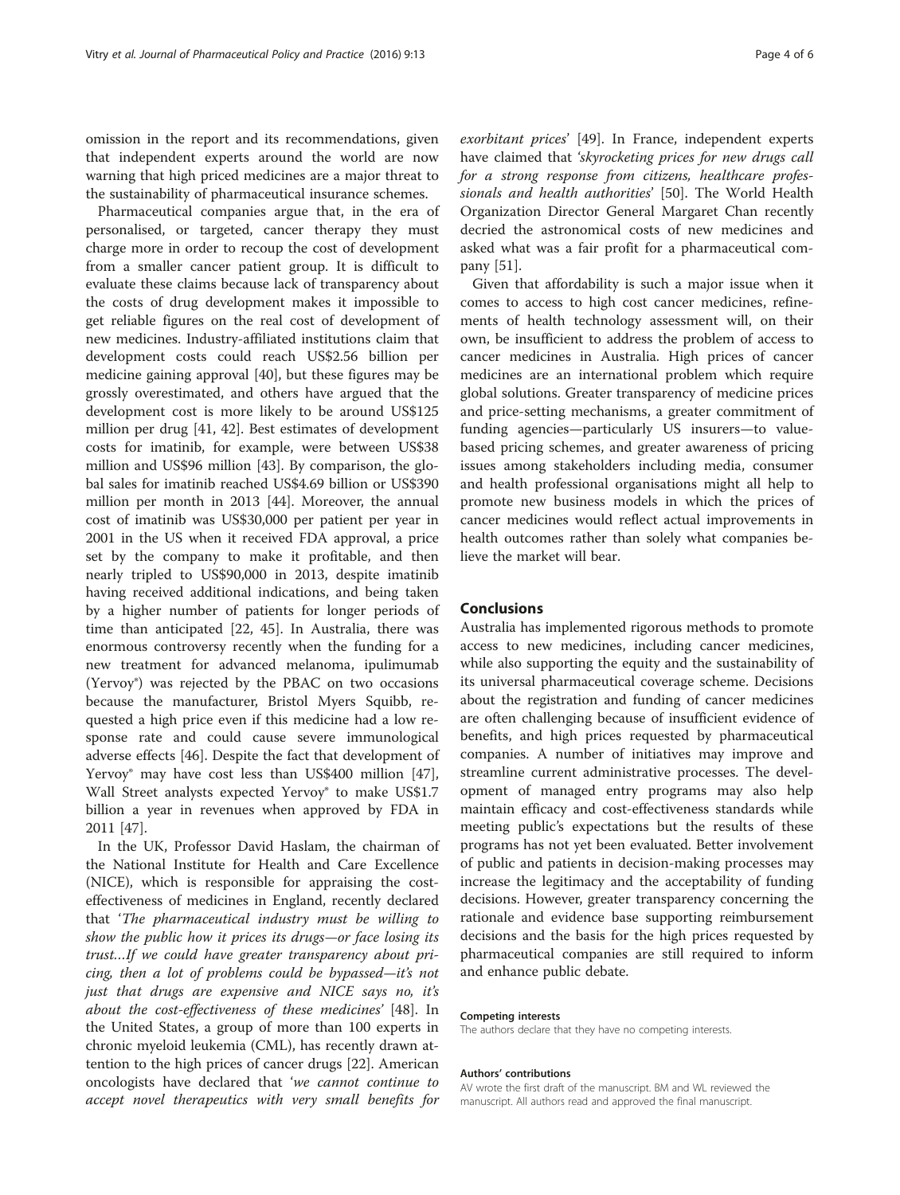omission in the report and its recommendations, given that independent experts around the world are now warning that high priced medicines are a major threat to the sustainability of pharmaceutical insurance schemes.

Pharmaceutical companies argue that, in the era of personalised, or targeted, cancer therapy they must charge more in order to recoup the cost of development from a smaller cancer patient group. It is difficult to evaluate these claims because lack of transparency about the costs of drug development makes it impossible to get reliable figures on the real cost of development of new medicines. Industry-affiliated institutions claim that development costs could reach US$2.56 billion per medicine gaining approval [40], but these figures may be grossly overestimated, and others have argued that the development cost is more likely to be around US$125 million per drug [41, 42]. Best estimates of development costs for imatinib, for example, were between US$38 million and US$96 million [43]. By comparison, the global sales for imatinib reached US$4.69 billion or US$390 million per month in 2013 [44]. Moreover, the annual cost of imatinib was US$30,000 per patient per year in 2001 in the US when it received FDA approval, a price set by the company to make it profitable, and then nearly tripled to US$90,000 in 2013, despite imatinib having received additional indications, and being taken by a higher number of patients for longer periods of time than anticipated [22, 45]. In Australia, there was enormous controversy recently when the funding for a new treatment for advanced melanoma, ipulimumab (Yervoy®) was rejected by the PBAC on two occasions because the manufacturer, Bristol Myers Squibb, requested a high price even if this medicine had a low response rate and could cause severe immunological adverse effects [46]. Despite the fact that development of Yervoy® may have cost less than US$400 million [47], Wall Street analysts expected Yervoy® to make US$1.7 billion a year in revenues when approved by FDA in 2011 [47].

In the UK, Professor David Haslam, the chairman of the National Institute for Health and Care Excellence (NICE), which is responsible for appraising the cost-effectiveness of medicines in England, recently declared that '*The pharmaceutical industry must be willing to show the public how it prices its drugs—or face losing its trust…If we could have greater transparency about pricing, then a lot of problems could be bypassed—it's not just that drugs are expensive and NICE says no, it's about the cost-effectiveness of these medicines*' [48]. In the United States, a group of more than 100 experts in chronic myeloid leukemia (CML), has recently drawn attention to the high prices of cancer drugs [22]. American oncologists have declared that '*we cannot continue to accept novel therapeutics with very small benefits for exorbitant prices*' [49]. In France, independent experts have claimed that '*skyrocketing prices for new drugs call for a strong response from citizens, healthcare professionals and health authorities*' [50]. The World Health Organization Director General Margaret Chan recently decried the astronomical costs of new medicines and asked what was a fair profit for a pharmaceutical company [51].

Given that affordability is such a major issue when it comes to access to high cost cancer medicines, refinements of health technology assessment will, on their own, be insufficient to address the problem of access to cancer medicines in Australia. High prices of cancer medicines are an international problem which require global solutions. Greater transparency of medicine prices and price-setting mechanisms, a greater commitment of funding agencies—particularly US insurers—to value-based pricing schemes, and greater awareness of pricing issues among stakeholders including media, consumer and health professional organisations might all help to promote new business models in which the prices of cancer medicines would reflect actual improvements in health outcomes rather than solely what companies believe the market will bear.

## Conclusions

Australia has implemented rigorous methods to promote access to new medicines, including cancer medicines, while also supporting the equity and the sustainability of its universal pharmaceutical coverage scheme. Decisions about the registration and funding of cancer medicines are often challenging because of insufficient evidence of benefits, and high prices requested by pharmaceutical companies. A number of initiatives may improve and streamline current administrative processes. The development of managed entry programs may also help maintain efficacy and cost-effectiveness standards while meeting public's expectations but the results of these programs has not yet been evaluated. Better involvement of public and patients in decision-making processes may increase the legitimacy and the acceptability of funding decisions. However, greater transparency concerning the rationale and evidence base supporting reimbursement decisions and the basis for the high prices requested by pharmaceutical companies are still required to inform and enhance public debate.

#### Competing interests

The authors declare that they have no competing interests.

#### Authors' contributions

AV wrote the first draft of the manuscript. BM and WL reviewed the manuscript. All authors read and approved the final manuscript.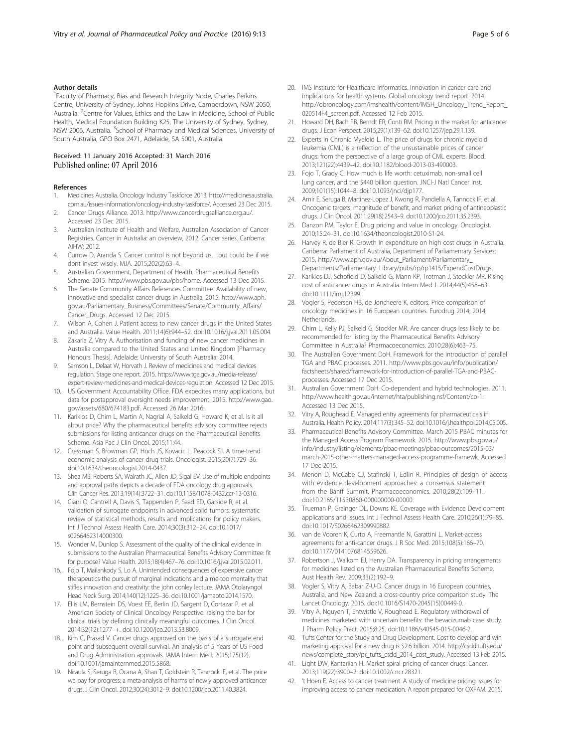#### Author details

[1]Faculty of Pharmacy, Bias and Research Integrity Node, Charles Perkins Centre, University of Sydney, Johns Hopkins Drive, Camperdown, NSW 2050, Australia. [2]Centre for Values, Ethics and the Law in Medicine, School of Public Health, Medical Foundation Building K25, The University of Sydney, Sydney, NSW 2006, Australia. [3]School of Pharmacy and Medical Sciences, University of South Australia, GPO Box 2471, Adelaide, SA 5001, Australia.

Received: 11 January 2016 Accepted: 31 March 2016
Published online: 07 April 2016

#### References

1. Medicines Australia. Oncology Industry Taskforce 2013. http://medicinesaustralia.com.au/issues-information/oncology-industry-taskforce/. Accessed 23 Dec 2015.
2. Cancer Drugs Alliance. 2013. http://www.cancerdrugsalliance.org.au/. Accessed 23 Dec 2015.
3. Australian Institute of Health and Welfare, Australian Association of Cancer Registries. Cancer in Australia: an overview, 2012. Cancer series. Canberra: AIHW; 2012.
4. Currow D, Aranda S. Cancer control is not beyond us…but could be if we dont invest wisely. MJA. 2015;202(2):63–4.
5. Australian Government, Department of Health. Pharmaceutical Benefits Scheme. 2015. http://www.pbs.gov.au/pbs/home. Accessed 13 Dec 2015.
6. The Senate Community Affairs References Committee. Availability of new, innovative and specialist cancer drugs in Australia. 2015. http://www.aph.gov.au/Parliamentary_Business/Committees/Senate/Community_Affairs/Cancer_Drugs. Accessed 12 Dec 2015.
7. Wilson A, Cohen J. Patient access to new cancer drugs in the United States and Australia. Value Health. 2011;14(6):944–52. doi:10.1016/j.jval.2011.05.004.
8. Zakaria Z, Vitry A. Authorisation and funding of new cancer medicines in Australia compared to the United States and United Kingdom [Pharmacy Honours Thesis]. Adelaide: University of South Australia; 2014.
9. Samson L, Delaat W, Horvath J. Review of medicines and medical devices regulation. Stage one report. 2015. https://www.tga.gov.au/media-release/expert-review-medicines-and-medical-devices-regulation. Accessed 12 Dec 2015.
10. US Government Accountability Office. FDA expedites many applications, but data for postapproval oversight needs improvement. 2015. http://www.gao.gov/assets/680/674183.pdf. Accessed 26 Mar 2016.
11. Karikios D, Chim L, Martin A, Nagrial A, Salkeld G, Howard K, et al. Is it all about price? Why the pharmaceutical benefits advisory committee rejects submissions for listing anticancer drugs on the Pharmaceutical Benefits Scheme. Asia Pac J Clin Oncol. 2015;11:44.
12. Cressman S, Browman GP, Hoch JS, Kovacic L, Peacock SJ. A time-trend economic analysis of cancer drug trials. Oncologist. 2015;20(7):729–36. doi:10.1634/theoncologist.2014-0437.
13. Shea MB, Roberts SA, Walrath JC, Allen JD, Sigal EV. Use of multiple endpoints and approval paths depicts a decade of FDA oncology drug approvals. Clin Cancer Res. 2013;19(14):3722–31. doi:10.1158/1078-0432.ccr-13-0316.
14. Ciani O, Cantrell A, Davis S, Tappenden P, Saad ED, Garside R, et al. Validation of surrogate endpoints in advanced solid tumors: systematic review of statistical methods, results and implications for policy makers. Int J Technol Assess Health Care. 2014;30(3):312–24. doi:10.1017/s0266462314000300.
15. Wonder M, Dunlop S. Assessment of the quality of the clinical evidence in submissions to the Australian Pharmaceutical Benefits Advisory Committee: fit for purpose? Value Health. 2015;18(4):467–76. doi:10.1016/j.jval.2015.02.011.
16. Fojo T, Mailankody S, Lo A. Unintended consequences of expensive cancer therapeutics-the pursuit of marginal indications and a me-too mentality that stifles innovation and creativity: the john conley lecture. JAMA Otolaryngol Head Neck Surg. 2014;140(12):1225–36. doi:10.1001/jamaoto.2014.1570.
17. Ellis LM, Bernstein DS, Voest EE, Berlin JD, Sargent D, Cortazar P, et al. American Society of Clinical Oncology Perspective: raising the bar for clinical trials by defining clinically meaningful outcomes. J Clin Oncol. 2014;32(12):1277–+. doi:10.1200/jco.2013.53.8009.
18. Kim C, Prasad V. Cancer drugs approved on the basis of a surrogate end point and subsequent overall survival. An analysis of 5 Years of US Food and Drug Administration approvals JAMA Intern Med. 2015;175(12). doi:10.1001/jamainternmed.2015.5868.
19. Niraula S, Seruga B, Ocana A, Shao T, Goldstein R, Tannock IF, et al. The price we pay for progress: a meta-analysis of harms of newly approved anticancer drugs. J Clin Oncol. 2012;30(24):3012–9. doi:10.1200/jco.2011.40.3824.
20. IMS Institute for Healthcare Informatics. Innovation in cancer care and implications for health systems. Global oncology trend report. 2014. http://obroncology.com/imshealth/content/IMSH_Oncology_Trend_Report_020514F4_screen.pdf. Accessed 12 Feb 2015.
21. Howard DH, Bach PB, Berndt ER, Conti RM. Pricing in the market for anticancer drugs. J Econ Perspect. 2015;29(1):139–62. doi:10.1257/jep.29.1.139.
22. Experts in Chronic Myeloid L. The price of drugs for chronic myeloid leukemia (CML) is a reflection of the unsustainable prices of cancer drugs: from the perspective of a large group of CML experts. Blood. 2013;121(22):4439–42. doi:10.1182/blood-2013-03-490003.
23. Fojo T, Grady C. How much is life worth: cetuximab, non-small cell lung cancer, and the $440 billion question. JNCI-J Natl Cancer Inst. 2009;101(15):1044–8. doi:10.1093/jnci/djp177.
24. Amir E, Seruga B, Martinez-Lopez J, Kwong R, Pandiella A, Tannock IF, et al. Oncogenic targets, magnitude of benefit, and market pricing of antineoplastic drugs. J Clin Oncol. 2011;29(18):2543–9. doi:10.1200/jco.2011.35.2393.
25. Danzon PM, Taylor E. Drug pricing and value in oncology. Oncologist. 2010;15:24–31. doi:10.1634/theoncologist.2010-S1-24.
26. Harvey R, de Bier R. Growth in expenditure on high cost drugs in Australia. Canberra: Parliament of Australia, Department of Parliamenrary Services; 2015. http://www.aph.gov.au/About_Parliament/Parliamentary_Departments/Parliamentary_Library/pubs/rp/rp1415/ExpendCostDrugs.
27. Karikios DJ, Schofield D, Salkeld G, Mann KP, Trotman J, Stockler MR. Rising cost of anticancer drugs in Australia. Intern Med J. 2014;44(5):458–63. doi:10.1111/imj.12399.
28. Vogler S, Pedersen HB, de Joncheere K, editors. Price comparison of oncology medicines in 16 European countries. Eurodrug 2014; 2014; Netherlands.
29. Chim L, Kelly PJ, Salkeld G, Stockler MR. Are cancer drugs less likely to be recommended for listing by the Pharmaceutical Benefits Advisory Committee in Australia? Pharmacoeconomics. 2010;28(6):463–75.
30. The Australian Government DoH. Framework for the introduction of parallel TGA and PBAC processes. 2011. http://www.pbs.gov.au/info/publication/factsheets/shared/framework-for-introduction-of-parallel-TGA-and-PBAC-processes. Accessed 17 Dec 2015.
31. Australian Government DoH. Co-dependent and hybrid technologies. 2011. http://www.health.gov.au/internet/hta/publishing.nsf/Content/co-1. Accessed 13 Dec 2015.
32. Vitry A, Roughead E. Managed entry agreements for pharmaceuticals in Australia. Health Policy. 2014;117(3):345–52. doi:10.1016/j.healthpol.2014.05.005.
33. Pharmaceutical Benefits Advisory Committee. March 2015 PBAC minutes for the Managed Access Program Framework. 2015. http://www.pbs.gov.au/info/industry/listing/elements/pbac-meetings/pbac-outcomes/2015-03/march-2015-other-matters-managed-access-programme-framewk. Accessed 17 Dec 2015.
34. Menon D, McCabe CJ, Stafinski T, Edlin R. Principles of design of access with evidence development approaches: a consensus statement from the Banff Summit. Pharmacoeconomics. 2010;28(2):109–11. doi:10.2165/11530860-000000000-00000.
35. Trueman P, Grainger DL, Downs KE. Coverage with Evidence Development: applications and issues. Int J Technol Assess Health Care. 2010;26(1):79–85. doi:10.1017/S0266462309990882.
36. van de Vooren K, Curto A, Freemantle N, Garattini L. Market-access agreements for anti-cancer drugs. J R Soc Med. 2015;108(5):166–70. doi:10.1177/0141076814559626.
37. Robertson J, Walkom EJ, Henry DA. Transparency in pricing arrangements for medicines listed on the Australian Pharmaceutical Benefits Scheme. Aust Health Rev. 2009;33(2):192–9.
38. Vogler S, Vitry A, Babar Z-U-D. Cancer drugs in 16 European countries, Australia, and New Zealand: a cross-country price comparison study. The Lancet Oncology. 2015. doi:10.1016/S1470-2045(15)00449-0.
39. Vitry A, Nguyen T, Entwistle V, Roughead E. Regulatory withdrawal of medicines marketed with uncertain benefits: the bevacizumab case study. J Pharm Policy Pract. 2015;8:25. doi:10.1186/s40545-015-0046-2.
40. Tufts Center for the Study and Drug Development. Cost to develop and win marketing approval for a new drug is $2.6 billion. 2014. http://csdd.tufts.edu/news/complete_story/pr_tufts_csdd_2014_cost_study. Accessed 13 Feb 2015.
41. Light DW, Kantarjian H. Market spiral pricing of cancer drugs. Cancer. 2013;119(22):3900–2. doi:10.1002/cncr.28321.
42. 't Hoen E. Access to cancer treatment. A study of medicine pricing issues for improving access to cancer medication. A report prepared for OXFAM. 2015.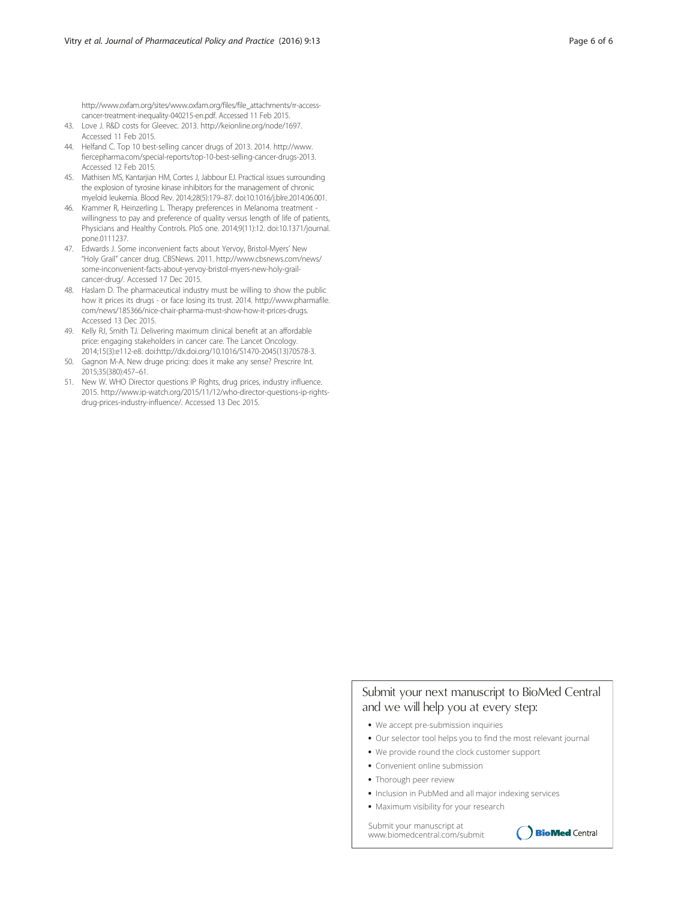http://www.oxfam.org/sites/www.oxfam.org/files/file_attachments/rr-access-cancer-treatment-inequality-040215-en.pdf. Accessed 11 Feb 2015.

43. Love J. R&D costs for Gleevec. 2013. http://keionline.org/node/1697. Accessed 11 Feb 2015.
44. Helfand C. Top 10 best-selling cancer drugs of 2013. 2014. http://www.fiercepharma.com/special-reports/top-10-best-selling-cancer-drugs-2013. Accessed 12 Feb 2015.
45. Mathisen MS, Kantarjian HM, Cortes J, Jabbour EJ. Practical issues surrounding the explosion of tyrosine kinase inhibitors for the management of chronic myeloid leukemia. Blood Rev. 2014;28(5):179–87. doi:10.1016/j.blre.2014.06.001.
46. Krammer R, Heinzerling L. Therapy preferences in Melanoma treatment - willingness to pay and preference of quality versus length of life of patients, Physicians and Healthy Controls. PloS one. 2014;9(11):12. doi:10.1371/journal.pone.0111237.
47. Edwards J. Some inconvenient facts about Yervoy, Bristol-Myers' New "Holy Grail" cancer drug. CBSNews. 2011. http://www.cbsnews.com/news/some-inconvenient-facts-about-yervoy-bristol-myers-new-holy-grail-cancer-drug/. Accessed 17 Dec 2015.
48. Haslam D. The pharmaceutical industry must be willing to show the public how it prices its drugs - or face losing its trust. 2014. http://www.pharmafile.com/news/185366/nice-chair-pharma-must-show-how-it-prices-drugs. Accessed 13 Dec 2015.
49. Kelly RJ, Smith TJ. Delivering maximum clinical benefit at an affordable price: engaging stakeholders in cancer care. The Lancet Oncology. 2014;15(3):e112-e8. doi:http://dx.doi.org/10.1016/S1470-2045(13)70578-3.
50. Gagnon M-A. New druge pricing: does it make any sense? Prescrire Int. 2015;35(380):457–61.
51. New W. WHO Director questions IP Rights, drug prices, industry influence. 2015. http://www.ip-watch.org/2015/11/12/who-director-questions-ip-rights-drug-prices-industry-influence/. Accessed 13 Dec 2015.

Submit your next manuscript to BioMed Central and we will help you at every step:

- We accept pre-submission inquiries
- Our selector tool helps you to find the most relevant journal
- We provide round the clock customer support
- Convenient online submission
- Thorough peer review
- Inclusion in PubMed and all major indexing services
- Maximum visibility for your research

Submit your manuscript at www.biomedcentral.com/submit

BioMed Central